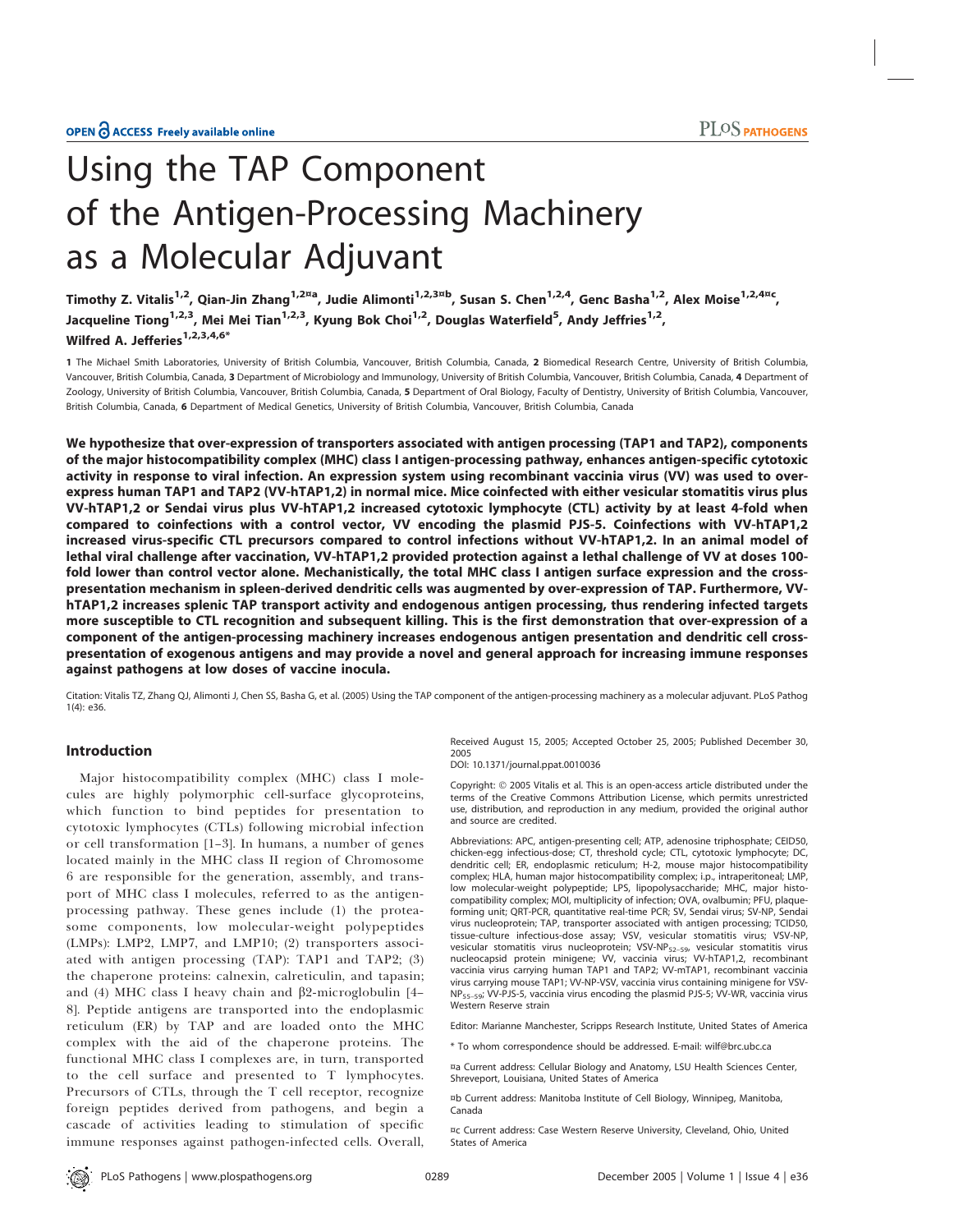OPEN ACCESS Freely available online

PLoS PATHOGENS

# Using the TAP Component of the Antigen-Processing Machinery as a Molecular Adjuvant

**Timothy Z. Vitalis[1,2], Qian-Jin Zhang[1,2¤a], Judie Alimonti[1,2,3¤b], Susan S. Chen[1,2,4], Genc Basha[1,2], Alex Moise[1,2,4¤c], Jacqueline Tiong[1,2,3], Mei Mei Tian[1,2,3], Kyung Bok Choi[1,2], Douglas Waterfield[5], Andy Jeffries[1,2], Wilfred A. Jefferies[1,2,3,4,6*]**

**1** The Michael Smith Laboratories, University of British Columbia, Vancouver, British Columbia, Canada, **2** Biomedical Research Centre, University of British Columbia, Vancouver, British Columbia, Canada, **3** Department of Microbiology and Immunology, University of British Columbia, Vancouver, British Columbia, Canada, **4** Department of Zoology, University of British Columbia, Vancouver, British Columbia, Canada, **5** Department of Oral Biology, Faculty of Dentistry, University of British Columbia, Vancouver, British Columbia, Canada, **6** Department of Medical Genetics, University of British Columbia, Vancouver, British Columbia, Canada

**We hypothesize that over-expression of transporters associated with antigen processing (TAP1 and TAP2), components of the major histocompatibility complex (MHC) class I antigen-processing pathway, enhances antigen-specific cytotoxic activity in response to viral infection. An expression system using recombinant vaccinia virus (VV) was used to over-express human TAP1 and TAP2 (VV-hTAP1,2) in normal mice. Mice coinfected with either vesicular stomatitis virus plus VV-hTAP1,2 or Sendai virus plus VV-hTAP1,2 increased cytotoxic lymphocyte (CTL) activity by at least 4-fold when compared to coinfections with a control vector, VV encoding the plasmid PJS-5. Coinfections with VV-hTAP1,2 increased virus-specific CTL precursors compared to control infections without VV-hTAP1,2. In an animal model of lethal viral challenge after vaccination, VV-hTAP1,2 provided protection against a lethal challenge of VV at doses 100-fold lower than control vector alone. Mechanistically, the total MHC class I antigen surface expression and the cross-presentation mechanism in spleen-derived dendritic cells was augmented by over-expression of TAP. Furthermore, VV-hTAP1,2 increases splenic TAP transport activity and endogenous antigen processing, thus rendering infected targets more susceptible to CTL recognition and subsequent killing. This is the first demonstration that over-expression of a component of the antigen-processing machinery increases endogenous antigen presentation and dendritic cell cross-presentation of exogenous antigens and may provide a novel and general approach for increasing immune responses against pathogens at low doses of vaccine inocula.**

Citation: Vitalis TZ, Zhang QJ, Alimonti J, Chen SS, Basha G, et al. (2005) Using the TAP component of the antigen-processing machinery as a molecular adjuvant. PLoS Pathog 1(4): e36.

## Introduction

Major histocompatibility complex (MHC) class I molecules are highly polymorphic cell-surface glycoproteins, which function to bind peptides for presentation to cytotoxic lymphocytes (CTLs) following microbial infection or cell transformation [1–3]. In humans, a number of genes located mainly in the MHC class II region of Chromosome 6 are responsible for the generation, assembly, and transport of MHC class I molecules, referred to as the antigen-processing pathway. These genes include (1) the proteasome components, low molecular-weight polypeptides (LMPs): LMP2, LMP7, and LMP10; (2) transporters associated with antigen processing (TAP): TAP1 and TAP2; (3) the chaperone proteins: calnexin, calreticulin, and tapasin; and (4) MHC class I heavy chain and β2-microglobulin [4–8]. Peptide antigens are transported into the endoplasmic reticulum (ER) by TAP and are loaded onto the MHC complex with the aid of the chaperone proteins. The functional MHC class I complexes are, in turn, transported to the cell surface and presented to T lymphocytes. Precursors of CTLs, through the T cell receptor, recognize foreign peptides derived from pathogens, and begin a cascade of activities leading to stimulation of specific immune responses against pathogen-infected cells. Overall,

Received August 15, 2005; Accepted October 25, 2005; Published December 30, 2005

DOI: 10.1371/journal.ppat.0010036

Copyright: © 2005 Vitalis et al. This is an open-access article distributed under the terms of the Creative Commons Attribution License, which permits unrestricted use, distribution, and reproduction in any medium, provided the original author and source are credited.

Abbreviations: APC, antigen-presenting cell; ATP, adenosine triphosphate; CEID50, chicken-egg infectious-dose; CT, threshold cycle; CTL, cytotoxic lymphocyte; DC, dendritic cell; ER, endoplasmic reticulum; H-2, mouse major histocompatibility complex; HLA, human major histocompatibility complex; i.p., intraperitoneal; LMP, low molecular-weight polypeptide; LPS, lipopolysaccharide; MHC, major histocompatibility complex; MOI, multiplicity of infection; OVA, ovalbumin; PFU, plaque-forming unit; QRT-PCR, quantitative real-time PCR; SV, Sendai virus; SV-NP, Sendai virus nucleoprotein; TAP, transporter associated with antigen processing; TCID50, tissue-culture infectious-dose assay; VSV, vesicular stomatitis virus; VSV-NP, vesicular stomatitis virus nucleoprotein; VSV-NP$_{52-59}$, vesicular stomatitis virus nucleocapsid protein minigene; VV, vaccinia virus; VV-hTAP1,2, recombinant vaccinia virus carrying human TAP1 and TAP2; VV-mTAP1, recombinant vaccinia virus carrying mouse TAP1; VV-NP-VSV, vaccinia virus containing minigene for VSV-NP$_{55-59}$; VV-PJS-5, vaccinia virus encoding the plasmid PJS-5; VV-WR, vaccinia virus Western Reserve strain

Editor: Marianne Manchester, Scripps Research Institute, United States of America

\* To whom correspondence should be addressed. E-mail: wilf@brc.ubc.ca

¤a Current address: Cellular Biology and Anatomy, LSU Health Sciences Center, Shreveport, Louisiana, United States of America

¤b Current address: Manitoba Institute of Cell Biology, Winnipeg, Manitoba, Canada

¤c Current address: Case Western Reserve University, Cleveland, Ohio, United States of America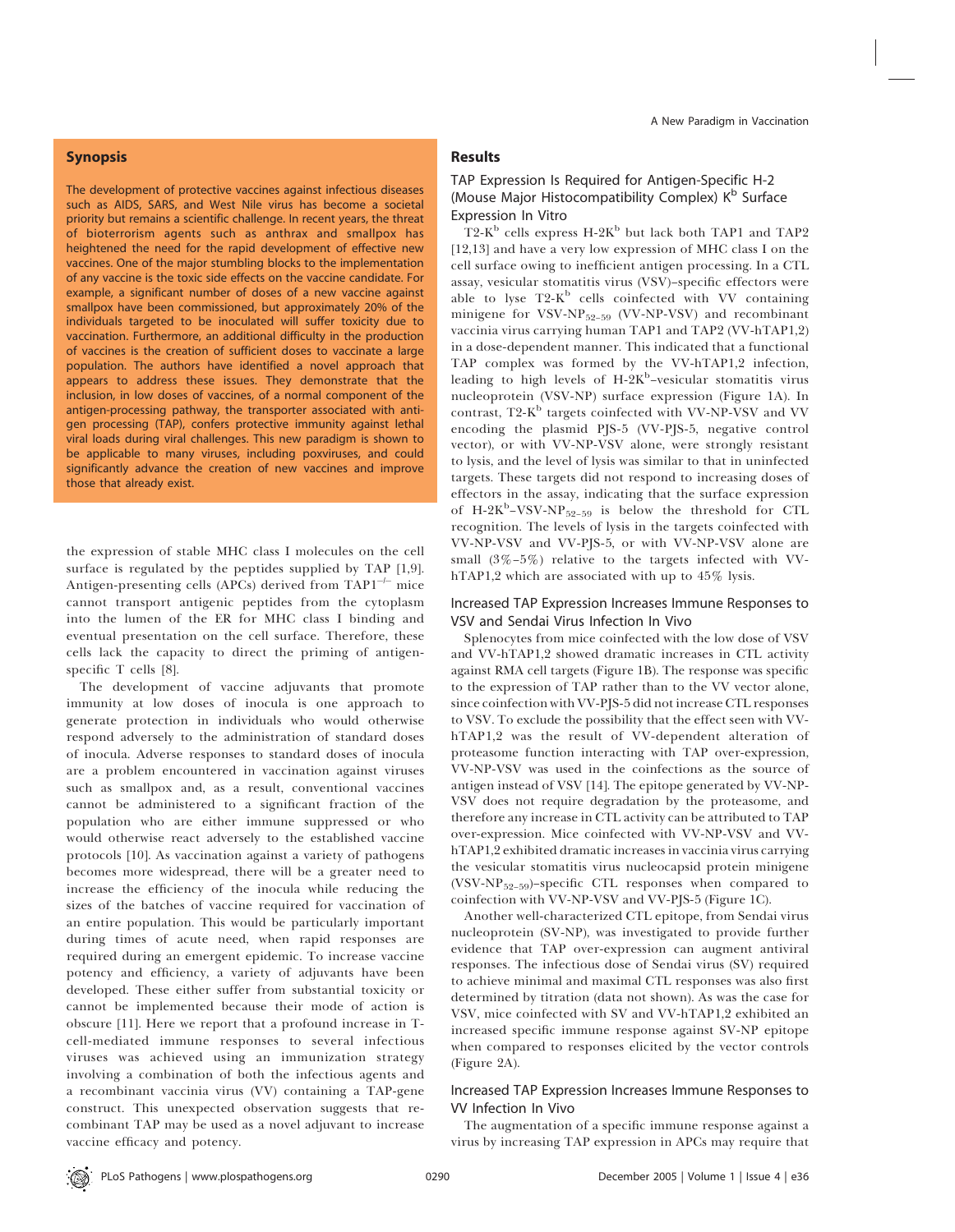## Synopsis

The development of protective vaccines against infectious diseases such as AIDS, SARS, and West Nile virus has become a societal priority but remains a scientific challenge. In recent years, the threat of bioterrorism agents such as anthrax and smallpox has heightened the need for the rapid development of effective new vaccines. One of the major stumbling blocks to the implementation of any vaccine is the toxic side effects on the vaccine candidate. For example, a significant number of doses of a new vaccine against smallpox have been commissioned, but approximately 20% of the individuals targeted to be inoculated will suffer toxicity due to vaccination. Furthermore, an additional difficulty in the production of vaccines is the creation of sufficient doses to vaccinate a large population. The authors have identified a novel approach that appears to address these issues. They demonstrate that the inclusion, in low doses of vaccines, of a normal component of the antigen-processing pathway, the transporter associated with antigen processing (TAP), confers protective immunity against lethal viral loads during viral challenges. This new paradigm is shown to be applicable to many viruses, including poxviruses, and could significantly advance the creation of new vaccines and improve those that already exist.

the expression of stable MHC class I molecules on the cell surface is regulated by the peptides supplied by TAP [1,9]. Antigen-presenting cells (APCs) derived from $TAP1^{-/-}$ mice cannot transport antigenic peptides from the cytoplasm into the lumen of the ER for MHC class I binding and eventual presentation on the cell surface. Therefore, these cells lack the capacity to direct the priming of antigen-specific T cells [8].

The development of vaccine adjuvants that promote immunity at low doses of inocula is one approach to generate protection in individuals who would otherwise respond adversely to the administration of standard doses of inocula. Adverse responses to standard doses of inocula are a problem encountered in vaccination against viruses such as smallpox and, as a result, conventional vaccines cannot be administered to a significant fraction of the population who are either immune suppressed or who would otherwise react adversely to the established vaccine protocols [10]. As vaccination against a variety of pathogens becomes more widespread, there will be a greater need to increase the efficiency of the inocula while reducing the sizes of the batches of vaccine required for vaccination of an entire population. This would be particularly important during times of acute need, when rapid responses are required during an emergent epidemic. To increase vaccine potency and efficiency, a variety of adjuvants have been developed. These either suffer from substantial toxicity or cannot be implemented because their mode of action is obscure [11]. Here we report that a profound increase in T-cell-mediated immune responses to several infectious viruses was achieved using an immunization strategy involving a combination of both the infectious agents and a recombinant vaccinia virus (VV) containing a TAP-gene construct. This unexpected observation suggests that recombinant TAP may be used as a novel adjuvant to increase vaccine efficacy and potency.

## Results

### TAP Expression Is Required for Antigen-Specific H-2 (Mouse Major Histocompatibility Complex) $K^b$ Surface Expression In Vitro

T2-$K^b$ cells express H-2$K^b$ but lack both TAP1 and TAP2 [12,13] and have a very low expression of MHC class I on the cell surface owing to inefficient antigen processing. In a CTL assay, vesicular stomatitis virus (VSV)–specific effectors were able to lyse T2-$K^b$ cells coinfected with VV containing minigene for VSV-$NP_{52–59}$ (VV-NP-VSV) and recombinant vaccinia virus carrying human TAP1 and TAP2 (VV-hTAP1,2) in a dose-dependent manner. This indicated that a functional TAP complex was formed by the VV-hTAP1,2 infection, leading to high levels of H-2$K^b$–vesicular stomatitis virus nucleoprotein (VSV-NP) surface expression (Figure 1A). In contrast, T2-$K^b$ targets coinfected with VV-NP-VSV and VV encoding the plasmid PJS-5 (VV-PJS-5, negative control vector), or with VV-NP-VSV alone, were strongly resistant to lysis, and the level of lysis was similar to that in uninfected targets. These targets did not respond to increasing doses of effectors in the assay, indicating that the surface expression of H-2$K^b$–VSV-$NP_{52–59}$ is below the threshold for CTL recognition. The levels of lysis in the targets coinfected with VV-NP-VSV and VV-PJS-5, or with VV-NP-VSV alone are small (3%–5%) relative to the targets infected with VV-hTAP1,2 which are associated with up to 45% lysis.

### Increased TAP Expression Increases Immune Responses to VSV and Sendai Virus Infection In Vivo

Splenocytes from mice coinfected with the low dose of VSV and VV-hTAP1,2 showed dramatic increases in CTL activity against RMA cell targets (Figure 1B). The response was specific to the expression of TAP rather than to the VV vector alone, since coinfection with VV-PJS-5 did not increase CTL responses to VSV. To exclude the possibility that the effect seen with VV-hTAP1,2 was the result of VV-dependent alteration of proteasome function interacting with TAP over-expression, VV-NP-VSV was used in the coinfections as the source of antigen instead of VSV [14]. The epitope generated by VV-NP-VSV does not require degradation by the proteasome, and therefore any increase in CTL activity can be attributed to TAP over-expression. Mice coinfected with VV-NP-VSV and VV-hTAP1,2 exhibited dramatic increases in vaccinia virus carrying the vesicular stomatitis virus nucleocapsid protein minigene (VSV-$NP_{52–59}$)–specific CTL responses when compared to coinfection with VV-NP-VSV and VV-PJS-5 (Figure 1C).

Another well-characterized CTL epitope, from Sendai virus nucleoprotein (SV-NP), was investigated to provide further evidence that TAP over-expression can augment antiviral responses. The infectious dose of Sendai virus (SV) required to achieve minimal and maximal CTL responses was also first determined by titration (data not shown). As was the case for VSV, mice coinfected with SV and VV-hTAP1,2 exhibited an increased specific immune response against SV-NP epitope when compared to responses elicited by the vector controls (Figure 2A).

### Increased TAP Expression Increases Immune Responses to VV Infection In Vivo

The augmentation of a specific immune response against a virus by increasing TAP expression in APCs may require that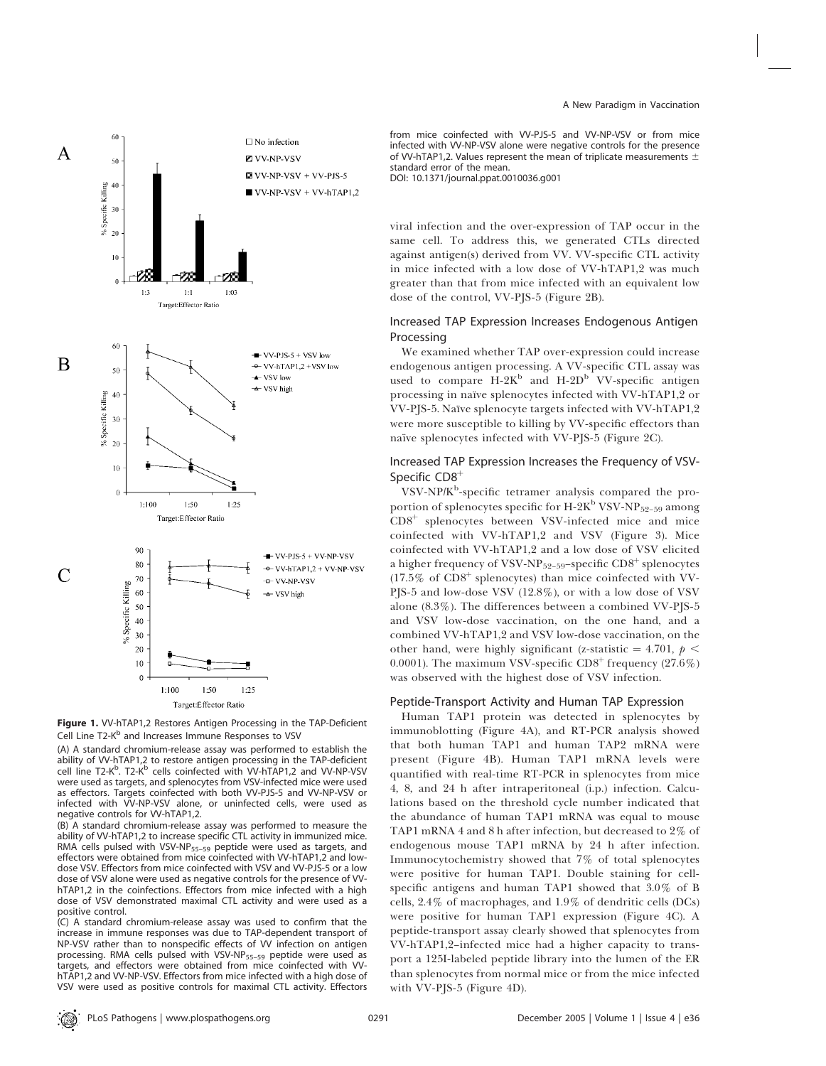**Figure 1.** VV-hTAP1,2 Restores Antigen Processing in the TAP-Deficient Cell Line T2-K$^b$ and Increases Immune Responses to VSV

(A) A standard chromium-release assay was performed to establish the ability of VV-hTAP1,2 to restore antigen processing in the TAP-deficient cell line T2-K$^b$. T2-K$^b$ cells coinfected with VV-hTAP1,2 and VV-NP-VSV were used as targets, and splenocytes from VSV-infected mice were used as effectors. Targets coinfected with both VV-PJS-5 and VV-NP-VSV or infected with VV-NP-VSV alone, or uninfected cells, were used as negative controls for VV-hTAP1,2.

(B) A standard chromium-release assay was performed to measure the ability of VV-hTAP1,2 to increase specific CTL activity in immunized mice. RMA cells pulsed with VSV-NP$_{52–59}$ peptide were used as targets, and effectors were obtained from mice coinfected with VV-hTAP1,2 and low-dose VSV. Effectors from mice coinfected with VSV and VV-PJS-5 or a low dose of VSV alone were used as negative controls for the presence of VV-hTAP1,2 in the coinfections. Effectors from mice infected with a high dose of VSV demonstrated maximal CTL activity and were used as a positive control.

(C) A standard chromium-release assay was used to confirm that the increase in immune responses was due to TAP-dependent transport of NP-VSV rather than to nonspecific effects of VV infection on antigen processing. RMA cells pulsed with VSV-NP$_{55–59}$ peptide were used as targets, and effectors were obtained from mice coinfected with VV-hTAP1,2 and VV-NP-VSV. Effectors from mice infected with a high dose of VSV were used as positive controls for maximal CTL activity. Effectors from mice coinfected with VV-PJS-5 and VV-NP-VSV or from mice infected with VV-NP-VSV alone were negative controls for the presence of VV-hTAP1,2. Values represent the mean of triplicate measurements ± standard error of the mean.

DOI: 10.1371/journal.ppat.0010036.g001

viral infection and the over-expression of TAP occur in the same cell. To address this, we generated CTLs directed against antigen(s) derived from VV. VV-specific CTL activity in mice infected with a low dose of VV-hTAP1,2 was much greater than that from mice infected with an equivalent low dose of the control, VV-PJS-5 (Figure 2B).

### Increased TAP Expression Increases Endogenous Antigen Processing

We examined whether TAP over-expression could increase endogenous antigen processing. A VV-specific CTL assay was used to compare H-2K$^b$ and H-2D$^b$ VV-specific antigen processing in naïve splenocytes infected with VV-hTAP1,2 or VV-PJS-5. Naïve splenocyte targets infected with VV-hTAP1,2 were more susceptible to killing by VV-specific effectors than naïve splenocytes infected with VV-PJS-5 (Figure 2C).

### Increased TAP Expression Increases the Frequency of VSV-Specific CD8$^+$

VSV-NP/K$^b$-specific tetramer analysis compared the proportion of splenocytes specific for H-2K$^b$ VSV-NP$_{52–59}$ among CD8$^+$ splenocytes between VSV-infected mice and mice coinfected with VV-hTAP1,2 and VSV (Figure 3). Mice coinfected with VV-hTAP1,2 and a low dose of VSV elicited a higher frequency of VSV-NP$_{52–59}$–specific CD8$^+$ splenocytes (17.5% of CD8$^+$ splenocytes) than mice coinfected with VV-PJS-5 and low-dose VSV (12.8%), or with a low dose of VSV alone (8.3%). The differences between a combined VV-PJS-5 and VSV low-dose vaccination, on the one hand, and a combined VV-hTAP1,2 and VSV low-dose vaccination, on the other hand, were highly significant (z-statistic = 4.701, $p < 0.0001$). The maximum VSV-specific CD8$^+$ frequency (27.6%) was observed with the highest dose of VSV infection.

### Peptide-Transport Activity and Human TAP Expression

Human TAP1 protein was detected in splenocytes by immunoblotting (Figure 4A), and RT-PCR analysis showed that both human TAP1 and human TAP2 mRNA were present (Figure 4B). Human TAP1 mRNA levels were quantified with real-time RT-PCR in splenocytes from mice 4, 8, and 24 h after intraperitoneal (i.p.) infection. Calculations based on the threshold cycle number indicated that the abundance of human TAP1 mRNA was equal to mouse TAP1 mRNA 4 and 8 h after infection, but decreased to 2% of endogenous mouse TAP1 mRNA by 24 h after infection. Immunocytochemistry showed that 7% of total splenocytes were positive for human TAP1. Double staining for cell-specific antigens and human TAP1 showed that 3.0% of B cells, 2.4% of macrophages, and 1.9% of dendritic cells (DCs) were positive for human TAP1 expression (Figure 4C). A peptide-transport assay clearly showed that splenocytes from VV-hTAP1,2–infected mice had a higher capacity to transport a 125I-labeled peptide library into the lumen of the ER than splenocytes from normal mice or from the mice infected with VV-PJS-5 (Figure 4D).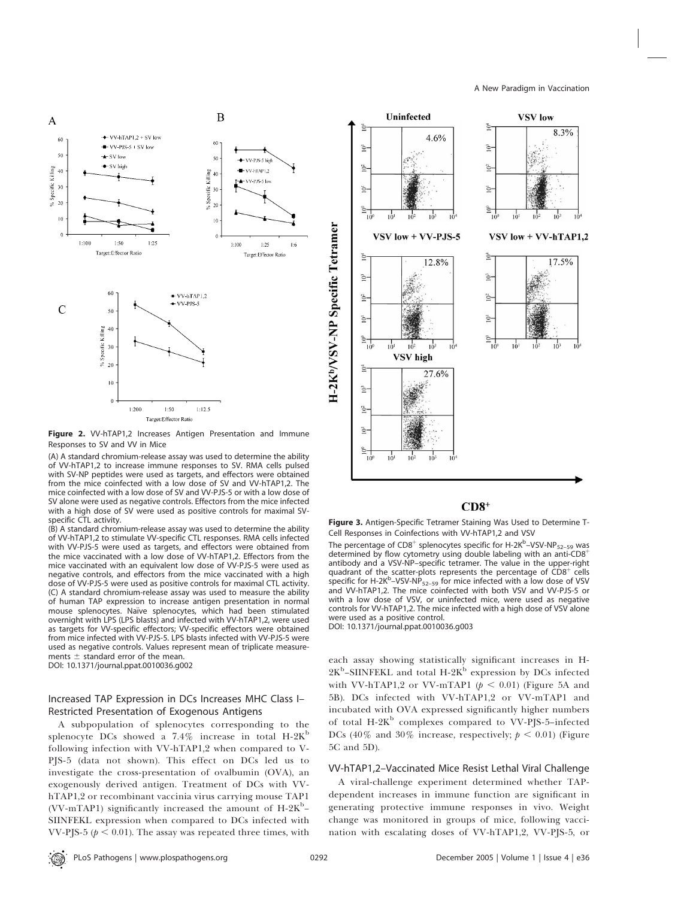**Figure 2.** VV-hTAP1,2 Increases Antigen Presentation and Immune Responses to SV and VV in Mice

(A) A standard chromium-release assay was used to determine the ability of VV-hTAP1,2 to increase immune responses to SV. RMA cells pulsed with SV-NP peptides were used as targets, and effectors were obtained from the mice coinfected with a low dose of SV and VV-hTAP1,2. The mice coinfected with a low dose of SV and VV-PJS-5 or with a low dose of SV alone were used as negative controls. Effectors from the mice infected with a high dose of SV were used as positive controls for maximal SV-specific CTL activity.

(B) A standard chromium-release assay was used to determine the ability of VV-hTAP1,2 to stimulate VV-specific CTL responses. RMA cells infected with VV-PJS-5 were used as targets, and effectors were obtained from the mice vaccinated with a low dose of VV-hTAP1,2. Effectors from the mice vaccinated with an equivalent low dose of VV-PJS-5 were used as negative controls, and effectors from the mice vaccinated with a high dose of VV-PJS-5 were used as positive controls for maximal CTL activity.

(C) A standard chromium-release assay was used to measure the ability of human TAP expression to increase antigen presentation in normal mouse splenocytes. Naïve splenocytes, which had been stimulated overnight with LPS (LPS blasts) and infected with VV-hTAP1,2, were used as targets for VV-specific effectors; VV-specific effectors were obtained from mice infected with VV-PJS-5. LPS blasts infected with VV-PJS-5 were used as negative controls. Values represent mean of triplicate measurements ± standard error of the mean.

DOI: 10.1371/journal.ppat.0010036.g002

**Figure 3.** Antigen-Specific Tetramer Staining Was Used to Determine T-Cell Responses in Coinfections with VV-hTAP1,2 and VSV

The percentage of $CD8^+$ splenocytes specific for H-$2K^b$–VSV-$NP_{52–59}$ was determined by flow cytometry using double labeling with an anti-$CD8^+$ antibody and a VSV-NP–specific tetramer. The value in the upper-right quadrant of the scatter-plots represents the percentage of $CD8^+$ cells specific for H-$2K^b$–VSV-$NP_{52–59}$ for mice infected with a low dose of VSV and VV-hTAP1,2. The mice coinfected with both VSV and VV-PJS-5 or with a low dose of VSV, or uninfected mice, were used as negative controls for VV-hTAP1,2. The mice infected with a high dose of VSV alone were used as a positive control.

DOI: 10.1371/journal.ppat.0010036.g003

## Increased TAP Expression in DCs Increases MHC Class I–Restricted Presentation of Exogenous Antigens

A subpopulation of splenocytes corresponding to the splenocyte DCs showed a 7.4% increase in total H-$2K^b$ following infection with VV-hTAP1,2 when compared to V-PJS-5 (data not shown). This effect on DCs led us to investigate the cross-presentation of ovalbumin (OVA), an exogenously derived antigen. Treatment of DCs with VV-hTAP1,2 or recombinant vaccinia virus carrying mouse TAP1 (VV-mTAP1) significantly increased the amount of H-$2K^b$–SIINFEKL expression when compared to DCs infected with VV-PJS-5 ($p < 0.01$). The assay was repeated three times, with each assay showing statistically significant increases in H-$2K^b$–SIINFEKL and total H-$2K^b$ expression by DCs infected with VV-hTAP1,2 or VV-mTAP1 ($p < 0.01$) (Figure 5A and 5B). DCs infected with VV-hTAP1,2 or VV-mTAP1 and incubated with OVA expressed significantly higher numbers of total H-$2K^b$ complexes compared to VV-PJS-5–infected DCs (40% and 30% increase, respectively; $p < 0.01$) (Figure 5C and 5D).

## VV-hTAP1,2–Vaccinated Mice Resist Lethal Viral Challenge

A viral-challenge experiment determined whether TAP-dependent increases in immune function are significant in generating protective immune responses in vivo. Weight change was monitored in groups of mice, following vaccination with escalating doses of VV-hTAP1,2, VV-PJS-5, or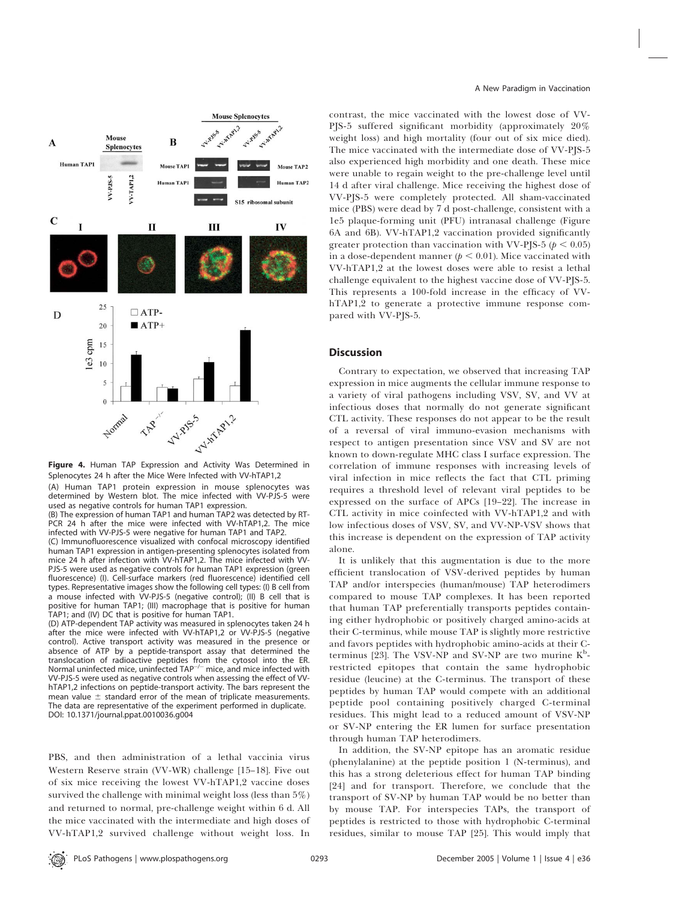**Figure 4.** Human TAP Expression and Activity Was Determined in Splenocytes 24 h after the Mice Were Infected with VV-hTAP1,2

(A) Human TAP1 protein expression in mouse splenocytes was determined by Western blot. The mice infected with VV-PJS-5 were used as negative controls for human TAP1 expression.

(B) The expression of human TAP1 and human TAP2 was detected by RT-PCR 24 h after the mice were infected with VV-hTAP1,2. The mice infected with VV-PJS-5 were negative for human TAP1 and TAP2.

(C) Immunofluorescence visualized with confocal microscopy identified human TAP1 expression in antigen-presenting splenocytes isolated from mice 24 h after infection with VV-hTAP1,2. The mice infected with VV-PJS-5 were used as negative controls for human TAP1 expression (green fluorescence) (I). Cell-surface markers (red fluorescence) identified cell types. Representative images show the following cell types: (I) B cell from a mouse infected with VV-PJS-5 (negative control); (II) B cell that is positive for human TAP1; (III) macrophage that is positive for human TAP1; and (IV) DC that is positive for human TAP1.

(D) ATP-dependent TAP activity was measured in splenocytes taken 24 h after the mice were infected with VV-hTAP1,2 or VV-PJS-5 (negative control). Active transport activity was measured in the presence or absence of ATP by a peptide-transport assay that determined the translocation of radioactive peptides from the cytosol into the ER. Normal uninfected mice, uninfected TAP$^{-/-}$ mice, and mice infected with VV-PJS-5 were used as negative controls when assessing the effect of VV-hTAP1,2 infections on peptide-transport activity. The bars represent the mean value ± standard error of the mean of triplicate measurements. The data are representative of the experiment performed in duplicate.

DOI: 10.1371/journal.ppat.0010036.g004

PBS, and then administration of a lethal vaccinia virus Western Reserve strain (VV-WR) challenge [15–18]. Five out of six mice receiving the lowest VV-hTAP1,2 vaccine doses survived the challenge with minimal weight loss (less than 5%) and returned to normal, pre-challenge weight within 6 d. All the mice vaccinated with the intermediate and high doses of VV-hTAP1,2 survived challenge without weight loss. In contrast, the mice vaccinated with the lowest dose of VV-PJS-5 suffered significant morbidity (approximately 20% weight loss) and high mortality (four out of six mice died). The mice vaccinated with the intermediate dose of VV-PJS-5 also experienced high morbidity and one death. These mice were unable to regain weight to the pre-challenge level until 14 d after viral challenge. Mice receiving the highest dose of VV-PJS-5 were completely protected. All sham-vaccinated mice (PBS) were dead by 7 d post-challenge, consistent with a 1e5 plaque-forming unit (PFU) intranasal challenge (Figure 6A and 6B). VV-hTAP1,2 vaccination provided significantly greater protection than vaccination with VV-PJS-5 ($p < 0.05$) in a dose-dependent manner ($p < 0.01$). Mice vaccinated with VV-hTAP1,2 at the lowest doses were able to resist a lethal challenge equivalent to the highest vaccine dose of VV-PJS-5. This represents a 100-fold increase in the efficacy of VV-hTAP1,2 to generate a protective immune response compared with VV-PJS-5.

## Discussion

Contrary to expectation, we observed that increasing TAP expression in mice augments the cellular immune response to a variety of viral pathogens including VSV, SV, and VV at infectious doses that normally do not generate significant CTL activity. These responses do not appear to be the result of a reversal of viral immuno-evasion mechanisms with respect to antigen presentation since VSV and SV are not known to down-regulate MHC class I surface expression. The correlation of immune responses with increasing levels of viral infection in mice reflects the fact that CTL priming requires a threshold level of relevant viral peptides to be expressed on the surface of APCs [19–22]. The increase in CTL activity in mice coinfected with VV-hTAP1,2 and with low infectious doses of VSV, SV, and VV-NP-VSV shows that this increase is dependent on the expression of TAP activity alone.

It is unlikely that this augmentation is due to the more efficient translocation of VSV-derived peptides by human TAP and/or interspecies (human/mouse) TAP heterodimers compared to mouse TAP complexes. It has been reported that human TAP preferentially transports peptides containing either hydrophobic or positively charged amino-acids at their C-terminus, while mouse TAP is slightly more restrictive and favors peptides with hydrophobic amino-acids at their C-terminus [23]. The VSV-NP and SV-NP are two murine $K^b$-restricted epitopes that contain the same hydrophobic residue (leucine) at the C-terminus. The transport of these peptides by human TAP would compete with an additional peptide pool containing positively charged C-terminal residues. This might lead to a reduced amount of VSV-NP or SV-NP entering the ER lumen for surface presentation through human TAP heterodimers.

In addition, the SV-NP epitope has an aromatic residue (phenylalanine) at the peptide position 1 (N-terminus), and this has a strong deleterious effect for human TAP binding [24] and for transport. Therefore, we conclude that the transport of SV-NP by human TAP would be no better than by mouse TAP. For interspecies TAPs, the transport of peptides is restricted to those with hydrophobic C-terminal residues, similar to mouse TAP [25]. This would imply that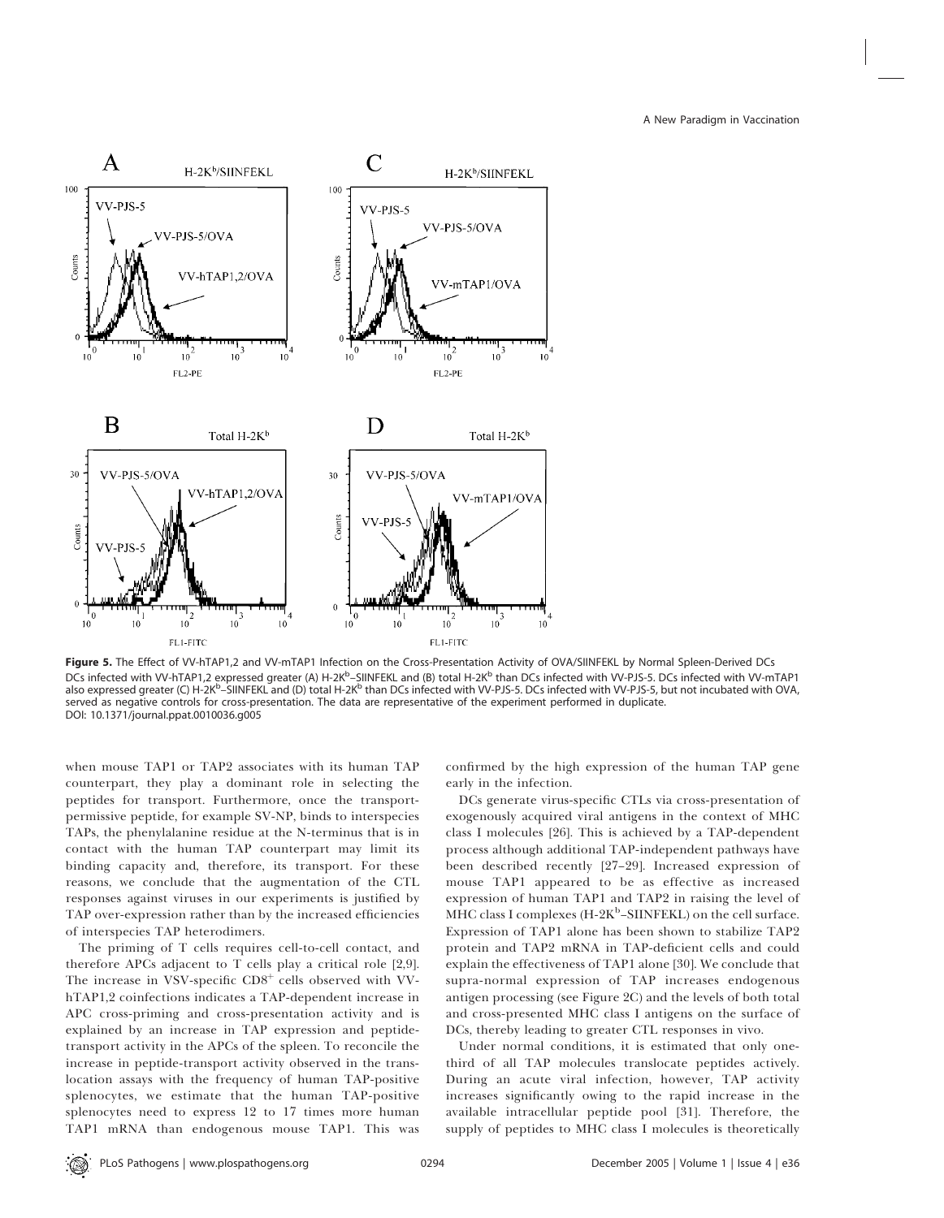**Figure 5.** The Effect of VV-hTAP1,2 and VV-mTAP1 Infection on the Cross-Presentation Activity of OVA/SIINFEKL by Normal Spleen-Derived DCs

DCs infected with VV-hTAP1,2 expressed greater (A) H-2K$^{b}$–SIINFEKL and (B) total H-2K$^{b}$ than DCs infected with VV-PJS-5. DCs infected with VV-mTAP1 also expressed greater (C) H-2K$^{b}$–SIINFEKL and (D) total H-2K$^{b}$ than DCs infected with VV-PJS-5. DCs infected with VV-PJS-5, but not incubated with OVA, served as negative controls for cross-presentation. The data are representative of the experiment performed in duplicate.

DOI: 10.1371/journal.ppat.0010036.g005

when mouse TAP1 or TAP2 associates with its human TAP counterpart, they play a dominant role in selecting the peptides for transport. Furthermore, once the transport-permissive peptide, for example SV-NP, binds to interspecies TAPs, the phenylalanine residue at the N-terminus that is in contact with the human TAP counterpart may limit its binding capacity and, therefore, its transport. For these reasons, we conclude that the augmentation of the CTL responses against viruses in our experiments is justified by TAP over-expression rather than by the increased efficiencies of interspecies TAP heterodimers.

The priming of T cells requires cell-to-cell contact, and therefore APCs adjacent to T cells play a critical role [2,9]. The increase in VSV-specific CD8$^{+}$ cells observed with VV-hTAP1,2 coinfections indicates a TAP-dependent increase in APC cross-priming and cross-presentation activity and is explained by an increase in TAP expression and peptide-transport activity in the APCs of the spleen. To reconcile the increase in peptide-transport activity observed in the translocation assays with the frequency of human TAP-positive splenocytes, we estimate that the human TAP-positive splenocytes need to express 12 to 17 times more human TAP1 mRNA than endogenous mouse TAP1. This was confirmed by the high expression of the human TAP gene early in the infection.

DCs generate virus-specific CTLs via cross-presentation of exogenously acquired viral antigens in the context of MHC class I molecules [26]. This is achieved by a TAP-dependent process although additional TAP-independent pathways have been described recently [27–29]. Increased expression of mouse TAP1 appeared to be as effective as increased expression of human TAP1 and TAP2 in raising the level of MHC class I complexes (H-2K$^{b}$–SIINFEKL) on the cell surface. Expression of TAP1 alone has been shown to stabilize TAP2 protein and TAP2 mRNA in TAP-deficient cells and could explain the effectiveness of TAP1 alone [30]. We conclude that supra-normal expression of TAP increases endogenous antigen processing (see Figure 2C) and the levels of both total and cross-presented MHC class I antigens on the surface of DCs, thereby leading to greater CTL responses in vivo.

Under normal conditions, it is estimated that only one-third of all TAP molecules translocate peptides actively. During an acute viral infection, however, TAP activity increases significantly owing to the rapid increase in the available intracellular peptide pool [31]. Therefore, the supply of peptides to MHC class I molecules is theoretically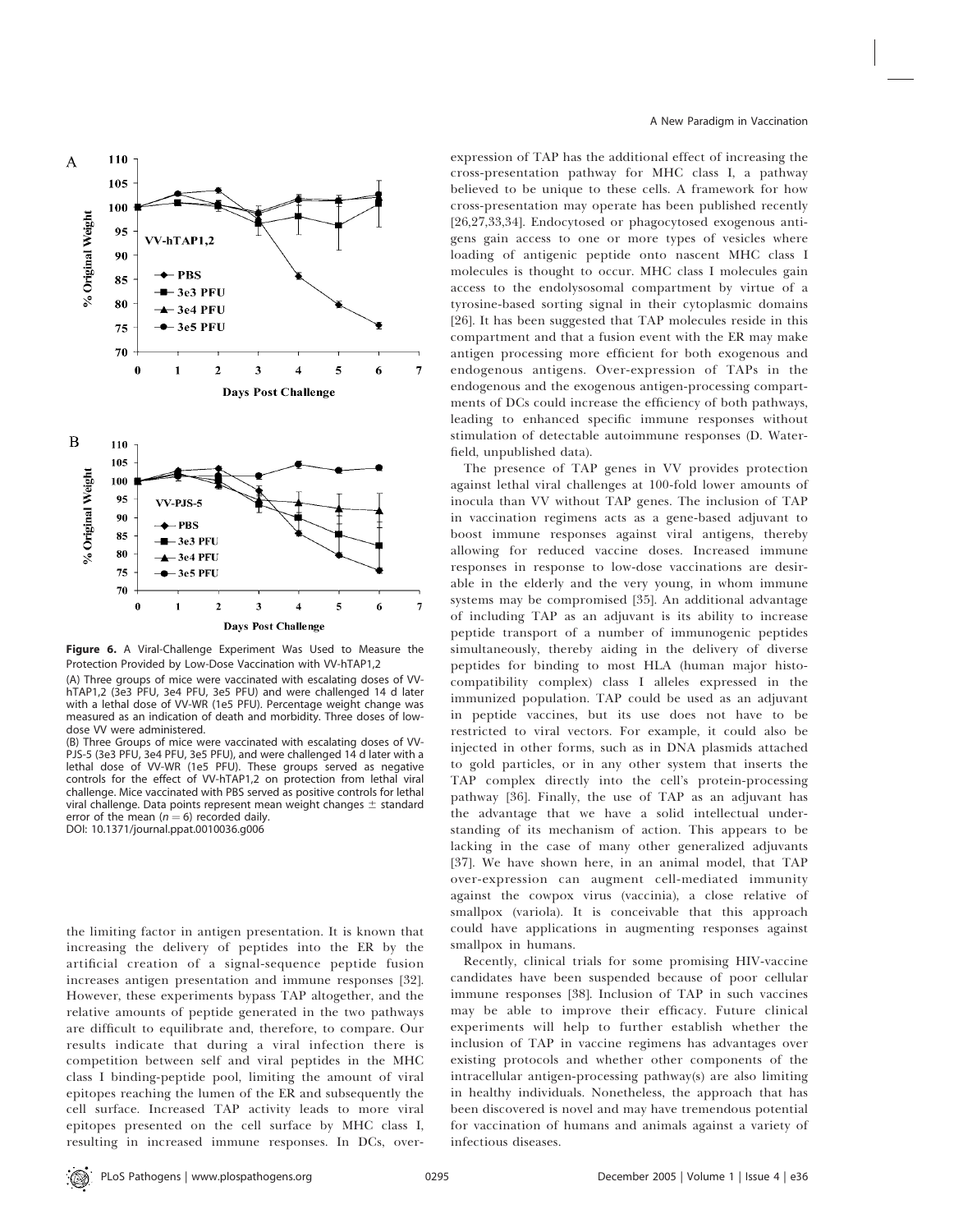A

110
105
100
95
90
85
80
75
70

% Original Weight

VV-hTAP1,2

PBS
3e3 PFU
3e4 PFU
3e5 PFU

0 1 2 3 4 5 6 7

Days Post Challenge

B

110
105
100
95
90
85
80
75
70

% Original Weight

VV-PJS-5

PBS
3e3 PFU
3e4 PFU
3e5 PFU

0 1 2 3 4 5 6 7

Days Post Challenge

**Figure 6.** A Viral-Challenge Experiment Was Used to Measure the Protection Provided by Low-Dose Vaccination with VV-hTAP1,2

(A) Three groups of mice were vaccinated with escalating doses of VV-hTAP1,2 (3e3 PFU, 3e4 PFU, 3e5 PFU) and were challenged 14 d later with a lethal dose of VV-WR (1e5 PFU). Percentage weight change was measured as an indication of death and morbidity. Three doses of low-dose VV were administered.

(B) Three Groups of mice were vaccinated with escalating doses of VV-PJS-5 (3e3 PFU, 3e4 PFU, 3e5 PFU), and were challenged 14 d later with a lethal dose of VV-WR (1e5 PFU). These groups served as negative controls for the effect of VV-hTAP1,2 on protection from lethal viral challenge. Mice vaccinated with PBS served as positive controls for lethal viral challenge. Data points represent mean weight changes ± standard error of the mean ($n = 6$) recorded daily.

DOI: 10.1371/journal.ppat.0010036.g006

the limiting factor in antigen presentation. It is known that increasing the delivery of peptides into the ER by the artificial creation of a signal-sequence peptide fusion increases antigen presentation and immune responses [32]. However, these experiments bypass TAP altogether, and the relative amounts of peptide generated in the two pathways are difficult to equilibrate and, therefore, to compare. Our results indicate that during a viral infection there is competition between self and viral peptides in the MHC class I binding-peptide pool, limiting the amount of viral epitopes reaching the lumen of the ER and subsequently the cell surface. Increased TAP activity leads to more viral epitopes presented on the cell surface by MHC class I, resulting in increased immune responses. In DCs, over-expression of TAP has the additional effect of increasing the cross-presentation pathway for MHC class I, a pathway believed to be unique to these cells. A framework for how cross-presentation may operate has been published recently [26,27,33,34]. Endocytosed or phagocytosed exogenous antigens gain access to one or more types of vesicles where loading of antigenic peptide onto nascent MHC class I molecules is thought to occur. MHC class I molecules gain access to the endolysosomal compartment by virtue of a tyrosine-based sorting signal in their cytoplasmic domains [26]. It has been suggested that TAP molecules reside in this compartment and that a fusion event with the ER may make antigen processing more efficient for both exogenous and endogenous antigens. Over-expression of TAPs in the endogenous and the exogenous antigen-processing compartments of DCs could increase the efficiency of both pathways, leading to enhanced specific immune responses without stimulation of detectable autoimmune responses (D. Waterfield, unpublished data).

The presence of TAP genes in VV provides protection against lethal viral challenges at 100-fold lower amounts of inocula than VV without TAP genes. The inclusion of TAP in vaccination regimens acts as a gene-based adjuvant to boost immune responses against viral antigens, thereby allowing for reduced vaccine doses. Increased immune responses in response to low-dose vaccinations are desirable in the elderly and the very young, in whom immune systems may be compromised [35]. An additional advantage of including TAP as an adjuvant is its ability to increase peptide transport of a number of immunogenic peptides simultaneously, thereby aiding in the delivery of diverse peptides for binding to most HLA (human major histocompatibility complex) class I alleles expressed in the immunized population. TAP could be used as an adjuvant in peptide vaccines, but its use does not have to be restricted to viral vectors. For example, it could also be injected in other forms, such as in DNA plasmids attached to gold particles, or in any other system that inserts the TAP complex directly into the cell's protein-processing pathway [36]. Finally, the use of TAP as an adjuvant has the advantage that we have a solid intellectual understanding of its mechanism of action. This appears to be lacking in the case of many other generalized adjuvants [37]. We have shown here, in an animal model, that TAP over-expression can augment cell-mediated immunity against the cowpox virus (vaccinia), a close relative of smallpox (variola). It is conceivable that this approach could have applications in augmenting responses against smallpox in humans.

Recently, clinical trials for some promising HIV-vaccine candidates have been suspended because of poor cellular immune responses [38]. Inclusion of TAP in such vaccines may be able to improve their efficacy. Future clinical experiments will help to further establish whether the inclusion of TAP in vaccine regimens has advantages over existing protocols and whether other components of the intracellular antigen-processing pathway(s) are also limiting in healthy individuals. Nonetheless, the approach that has been discovered is novel and may have tremendous potential for vaccination of humans and animals against a variety of infectious diseases.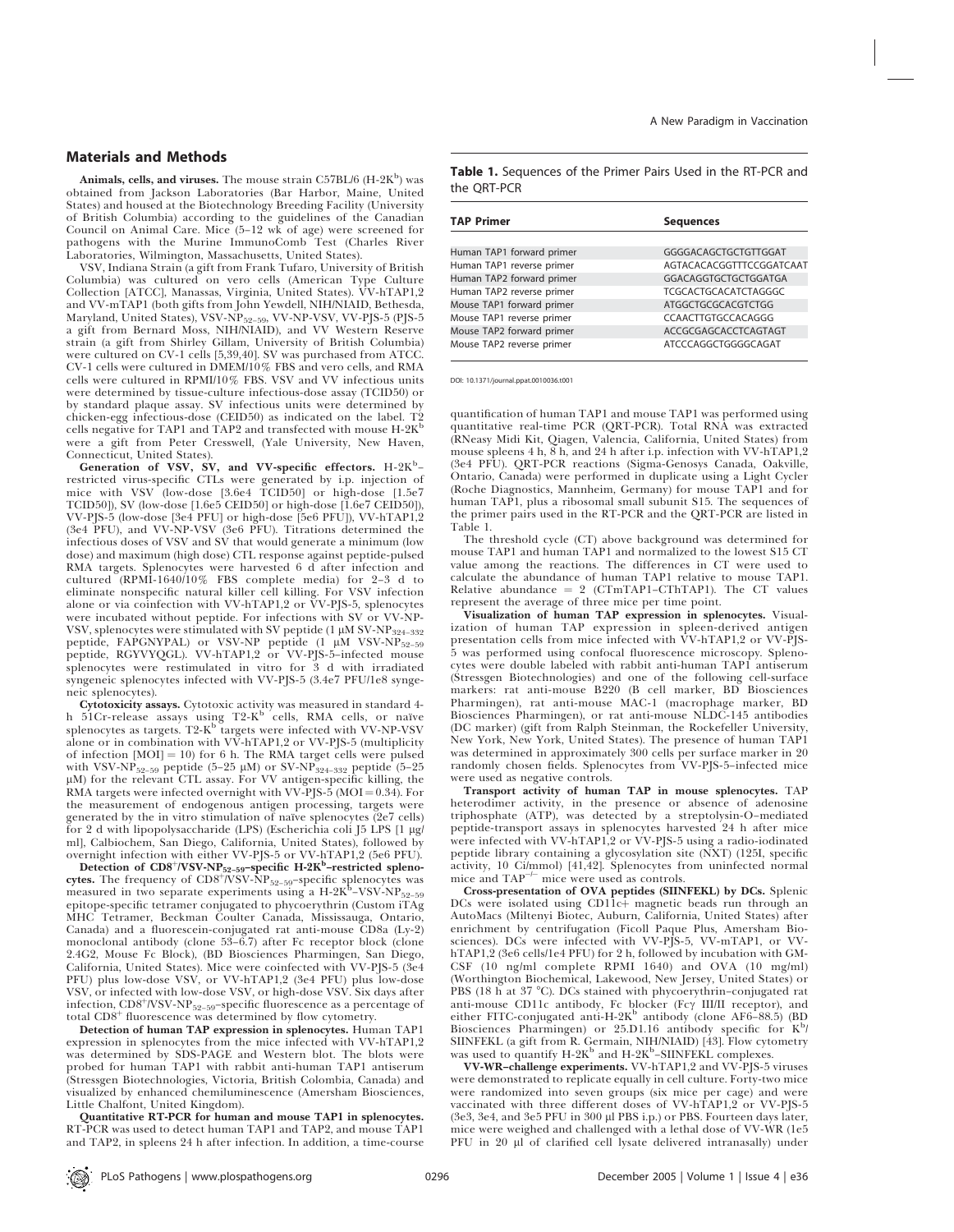## Materials and Methods

**Animals, cells, and viruses.** The mouse strain C57BL/6 (H-2K$^b$) was obtained from Jackson Laboratories (Bar Harbor, Maine, United States) and housed at the Biotechnology Breeding Facility (University of British Columbia) according to the guidelines of the Canadian Council on Animal Care. Mice (5–12 wk of age) were screened for pathogens with the Murine ImmunoComb Test (Charles River Laboratories, Wilmington, Massachusetts, United States).

VSV, Indiana Strain (a gift from Frank Tufaro, University of British Columbia) was cultured on vero cells (American Type Culture Collection [ATCC], Manassas, Virginia, United States). VV-hTAP1,2 and VV-mTAP1 (both gifts from John Yewdell, NIH/NIAID, Bethesda, Maryland, United States), VSV-NP$_{52–59}$, VV-NP-VSV, VV-PJS-5 (PJS-5 a gift from Bernard Moss, NIH/NIAID), and VV Western Reserve strain (a gift from Shirley Gillam, University of British Columbia) were cultured on CV-1 cells [5,39,40]. SV was purchased from ATCC. CV-1 cells were cultured in DMEM/10% FBS and vero cells, and RMA cells were cultured in RPMI/10% FBS. VSV and VV infectious units were determined by tissue-culture infectious-dose assay (TCID50) or by standard plaque assay. SV infectious units were determined by chicken-egg infectious-dose (CEID50) as indicated on the label. T2 cells negative for TAP1 and TAP2 and transfected with mouse H-2K$^b$ were a gift from Peter Cresswell, (Yale University, New Haven, Connecticut, United States).

**Generation of VSV, SV, and VV-specific effectors.** H-2K$^b$–restricted virus-specific CTLs were generated by i.p. injection of mice with VSV (low-dose [3.6e4 TCID50] or high-dose [1.5e7 TCID50]), SV (low-dose [1.6e5 CEID50] or high-dose [1.6e7 CEID50]), VV-PJS-5 (low-dose [3e4 PFU] or high-dose [5e6 PFU]), VV-hTAP1,2 (3e4 PFU), and VV-NP-VSV (3e6 PFU). Titrations determined the infectious doses of VSV and SV that would generate a minimum (low dose) and maximum (high dose) CTL response against peptide-pulsed RMA targets. Splenocytes were harvested 6 d after infection and cultured (RPMI-1640/10% FBS complete media) for 2–3 d to eliminate nonspecific natural killer cell killing. For VSV infection alone or via coinfection with VV-hTAP1,2 or VV-PJS-5, splenocytes were incubated without peptide. For infections with SV or VV-NP-VSV, splenocytes were stimulated with SV peptide (1 μM SV-NP$_{324–332}$ peptide, FAPGNYPAL) or VSV-NP peptide (1 μM VSV-NP$_{52–59}$ peptide, RGYVYQGL). VV-hTAP1,2 or VV-PJS-5–infected mouse splenocytes were restimulated in vitro for 3 d with irradiated syngeneic splenocytes infected with VV-PJS-5 (3.4e7 PFU/1e8 syngeneic splenocytes).

**Cytotoxicity assays.** Cytotoxic activity was measured in standard 4-h 51Cr-release assays using T2-K$^b$ cells, RMA cells, or naïve splenocytes as targets. T2-K$^b$ targets were infected with VV-NP-VSV alone or in combination with VV-hTAP1,2 or VV-PJS-5 (multiplicity of infection [MOI] = 10) for 6 h. The RMA target cells were pulsed with VSV-NP$_{52–59}$ peptide (5–25 μM) or SV-NP$_{324–332}$ peptide (5–25 μM) for the relevant CTL assay. For VV antigen-specific killing, the RMA targets were infected overnight with VV-PJS-5 (MOI = 0.34). For the measurement of endogenous antigen processing, targets were generated by the in vitro stimulation of naïve splenocytes (2e7 cells) for 2 d with lipopolysaccharide (LPS) (Escherichia coli J5 LPS [1 μg/ml], Calbiochem, San Diego, California, United States), followed by overnight infection with either VV-PJS-5 or VV-hTAP1,2 (5e6 PFU).

**Detection of CD8$^+$/VSV-NP$_{52–59}$–specific H-2K$^b$–restricted splenocytes.** The frequency of CD8$^+$/VSV-NP$_{52–59}$–specific splenocytes was measured in two separate experiments using a H-2K$^b$–VSV-NP$_{52–59}$ epitope-specific tetramer conjugated to phycoerythrin (Custom iTAg MHC Tetramer, Beckman Coulter Canada, Mississauga, Ontario, Canada) and a fluorescein-conjugated rat anti-mouse CD8a (Ly-2) monoclonal antibody (clone 53–6.7) after Fc receptor block (clone 2.4G2, Mouse Fc Block), (BD Biosciences Pharmingen, San Diego, California, United States). Mice were coinfected with VV-PJS-5 (3e4 PFU) plus low-dose VSV, or VV-hTAP1,2 (3e4 PFU) plus low-dose VSV, or infected with low-dose VSV, or high-dose VSV. Six days after infection, CD8$^+$/VSV-NP$_{52–59}$–specific fluorescence as a percentage of total CD8$^+$ fluorescence was determined by flow cytometry.

**Detection of human TAP expression in splenocytes.** Human TAP1 expression in splenocytes from the mice infected with VV-hTAP1,2 was determined by SDS-PAGE and Western blot. The blots were probed for human TAP1 with rabbit anti-human TAP1 antiserum (Stressgen Biotechnologies, Victoria, British Colombia, Canada) and visualized by enhanced chemiluminescence (Amersham Biosciences, Little Chalfont, United Kingdom).

**Quantitative RT-PCR for human and mouse TAP1 in splenocytes.** RT-PCR was used to detect human TAP1 and TAP2, and mouse TAP1 and TAP2, in spleens 24 h after infection. In addition, a time-course quantification of human TAP1 and mouse TAP1 was performed using quantitative real-time PCR (QRT-PCR). Total RNA was extracted (RNeasy Midi Kit, Qiagen, Valencia, California, United States) from mouse spleens 4 h, 8 h, and 24 h after i.p. infection with VV-hTAP1,2 (3e4 PFU). QRT-PCR reactions (Sigma-Genosys Canada, Oakville, Ontario, Canada) were performed in duplicate using a Light Cycler (Roche Diagnostics, Mannheim, Germany) for mouse TAP1 and for human TAP1, plus a ribosomal small subunit S15. The sequences of the primer pairs used in the RT-PCR and the QRT-PCR are listed in Table 1.

**Table 1.** Sequences of the Primer Pairs Used in the RT-PCR and the QRT-PCR

| TAP Primer | Sequences |
|---|---|
| Human TAP1 forward primer | GGGGACAGCTGCTGTTGGAT |
| Human TAP1 reverse primer | AGTACACACGGTTTCCGGATCAAT |
| Human TAP2 forward primer | GGACAGGTGCTGCTGGATGA |
| Human TAP2 reverse primer | TCGCACTGCACATCTAGGGC |
| Mouse TAP1 forward primer | ATGGCTGCGCACGTCTGG |
| Mouse TAP1 reverse primer | CCAACTTGTGCCACAGGG |
| Mouse TAP2 forward primer | ACCGCGAGCACCTCAGTAGT |
| Mouse TAP2 reverse primer | ATCCCAGGCTGGGGCAGAT |

DOI: 10.1371/journal.ppat.0010036.t001

The threshold cycle (CT) above background was determined for mouse TAP1 and human TAP1 and normalized to the lowest S15 CT value among the reactions. The differences in CT were used to calculate the abundance of human TAP1 relative to mouse TAP1. Relative abundance = 2 (CTmTAP1–CThTAP1). The CT values represent the average of three mice per time point.

**Visualization of human TAP expression in splenocytes.** Visualization of human TAP expression in spleen-derived antigen presentation cells from mice infected with VV-hTAP1,2 or VV-PJS-5 was performed using confocal fluorescence microscopy. Splenocytes were double labeled with rabbit anti-human TAP1 antiserum (Stressgen Biotechnologies) and one of the following cell-surface markers: rat anti-mouse B220 (B cell marker, BD Biosciences Pharmingen), rat anti-mouse MAC-1 (macrophage marker, BD Biosciences Pharmingen), or rat anti-mouse NLDC-145 antibodies (DC marker) (gift from Ralph Steinman, the Rockefeller University, New York, New York, United States). The presence of human TAP1 was determined in approximately 300 cells per surface marker in 20 randomly chosen fields. Splenocytes from VV-PJS-5–infected mice were used as negative controls.

**Transport activity of human TAP in mouse splenocytes.** TAP heterodimer activity, in the presence or absence of adenosine triphosphate (ATP), was detected by a streptolysin-O–mediated peptide-transport assays in splenocytes harvested 24 h after mice were infected with VV-hTAP1,2 or VV-PJS-5 using a radio-iodinated peptide library containing a glycosylation site (NXT) (125I, specific activity, 10 Ci/mmol) [41,42]. Splenocytes from uninfected normal mice and TAP$^{-/-}$ mice were used as controls.

**Cross-presentation of OVA peptides (SIINFEKL) by DCs.** Splenic DCs were isolated using CD11c+ magnetic beads run through an AutoMacs (Miltenyi Biotec, Auburn, California, United States) after enrichment by centrifugation (Ficoll Paque Plus, Amersham Biosciences). DCs were infected with VV-PJS-5, VV-mTAP1, or VV-hTAP1,2 (3e6 cells/1e4 PFU) for 2 h, followed by incubation with GM-CSF (10 ng/ml complete RPMI 1640) and OVA (10 mg/ml) (Worthington Biochemical, Lakewood, New Jersey, United States) or PBS (18 h at 37 °C). DCs stained with phycoerythrin–conjugated rat anti-mouse CD11c antibody, Fc blocker (Fcγ III/II receptor), and either FITC-conjugated anti-H-2K$^b$ antibody (clone AF6–88.5) (BD Biosciences Pharmingen) or 25.D1.16 antibody specific for K$^b$/SIINFEKL (a gift from R. Germain, NIH/NIAID) [43]. Flow cytometry was used to quantify H-2K$^b$ and H-2K$^b$–SIINFEKL complexes.

**VV-WR–challenge experiments.** VV-hTAP1,2 and VV-PJS-5 viruses were demonstrated to replicate equally in cell culture. Forty-two mice were randomized into seven groups (six mice per cage) and were vaccinated with three different doses of VV-hTAP1,2 or VV-PJS-5 (3e3, 3e4, and 3e5 PFU in 300 μl PBS i.p.) or PBS. Fourteen days later, mice were weighed and challenged with a lethal dose of VV-WR (1e5 PFU in 20 μl of clarified cell lysate delivered intranasally) under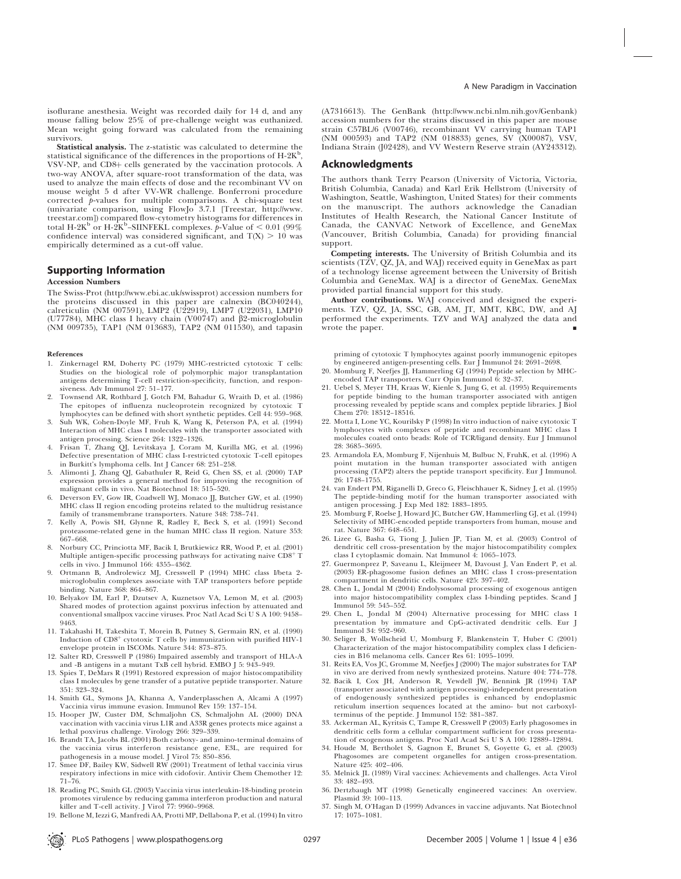isoflurane anesthesia. Weight was recorded daily for 14 d, and any mouse falling below 25% of pre-challenge weight was euthanized. Mean weight going forward was calculated from the remaining survivors.

**Statistical analysis.** The z-statistic was calculated to determine the statistical significance of the differences in the proportions of H-2K$^b$, VSV-NP, and CD8+ cells generated by the vaccination protocols. A two-way ANOVA, after square-root transformation of the data, was used to analyze the main effects of dose and the recombinant VV on mouse weight 5 d after VV-WR challenge. Bonferroni procedure corrected *p*-values for multiple comparisons. A chi-square test (univariate comparison, using FlowJo 3.7.1 [Treestar, http://www.treestar.com]) compared flow-cytometry histograms for differences in total H-2K$^b$ or H-2K$^b$–SIINFEKL complexes. *p*-Value of $< 0.01$ (99% confidence interval) was considered significant, and $T(X) > 10$ was empirically determined as a cut-off value.

## Supporting Information

### Accession Numbers

The Swiss-Prot (http://www.ebi.ac.uk/swissprot) accession numbers for the proteins discussed in this paper are calnexin (BC040244), calreticulin (NM 007591), LMP2 (U22919), LMP7 (U22031), LMP10 (U77784), MHC class I heavy chain (V00747) and β2-microglobulin (NM 009735), TAP1 (NM 013683), TAP2 (NM 011530), and tapasin (A7316613). The GenBank (http://www.ncbi.nlm.nih.gov/Genbank) accession numbers for the strains discussed in this paper are mouse strain C57BL/6 (V00746), recombinant VV carrying human TAP1 (NM 000593) and TAP2 (NM 018833) genes, SV (X00087), VSV, Indiana Strain (J02428), and VV Western Reserve strain (AY243312).

## Acknowledgments

The authors thank Terry Pearson (University of Victoria, Victoria, British Columbia, Canada) and Karl Erik Hellstrom (University of Washington, Seattle, Washington, United States) for their comments on the manuscript. The authors acknowledge the Canadian Institutes of Health Research, the National Cancer Institute of Canada, the CANVAC Network of Excellence, and GeneMax (Vancouver, British Columbia, Canada) for providing financial support.

**Competing interests.** The University of British Columbia and its scientists (TZV, QZ, JA, and WAJ) received equity in GeneMax as part of a technology license agreement between the University of British Columbia and GeneMax. WAJ is a director of GeneMax. GeneMax provided partial financial support for this study.

**Author contributions.** WAJ conceived and designed the experiments. TZV, QZ, JA, SSC, GB, AM, JT, MMT, KBC, DW, and AJ performed the experiments. TZV and WAJ analyzed the data and wrote the paper. ■

### References

1. Zinkernagel RM, Doherty PC (1979) MHC-restricted cytotoxic T cells: Studies on the biological role of polymorphic major transplantation antigens determining T-cell restriction-specificity, function, and responsiveness. Adv Immunol 27: 51–177.
2. Townsend AR, Rothbard J, Gotch FM, Bahadur G, Wraith D, et al. (1986) The epitopes of influenza nucleoprotein recognized by cytotoxic T lymphocytes can be defined with short synthetic peptides. Cell 44: 959–968.
3. Suh WK, Cohen-Doyle MF, Fruh K, Wang K, Peterson PA, et al. (1994) Interaction of MHC class I molecules with the transporter associated with antigen processing. Science 264: 1322–1326.
4. Frisan T, Zhang QJ, Levitskaya J, Coram M, Kurilla MG, et al. (1996) Defective presentation of MHC class I-restricted cytotoxic T-cell epitopes in Burkitt's lymphoma cells. Int J Cancer 68: 251–258.
5. Alimonti J, Zhang QJ, Gabathuler R, Reid G, Chen SS, et al. (2000) TAP expression provides a general method for improving the recognition of malignant cells in vivo. Nat Biotechnol 18: 515–520.
6. Deverson EV, Gow IR, Coadwell WJ, Monaco JJ, Butcher GW, et al. (1990) MHC class II region encoding proteins related to the multidrug resistance family of transmembrane transporters. Nature 348: 738–741.
7. Kelly A, Powis SH, Glynne R, Radley E, Beck S, et al. (1991) Second proteasome-related gene in the human MHC class II region. Nature 353: 667–668.
8. Norbury CC, Princiotta MF, Bacik I, Brutkiewicz RR, Wood P, et al. (2001) Multiple antigen-specific processing pathways for activating naive CD8$^+$ T cells in vivo. J Immunol 166: 4355–4362.
9. Ortmann B, Androlewicz MJ, Cresswell P (1994) MHC class I/beta 2-microglobulin complexes associate with TAP transporters before peptide binding. Nature 368: 864–867.
10. Belyakov IM, Earl P, Dzutsev A, Kuznetsov VA, Lemon M, et al. (2003) Shared modes of protection against poxvirus infection by attenuated and conventional smallpox vaccine viruses. Proc Natl Acad Sci U S A 100: 9458–9463.
11. Takahashi H, Takeshita T, Morein B, Putney S, Germain RN, et al. (1990) Induction of CD8$^+$ cytotoxic T cells by immunization with purified HIV-1 envelope protein in ISCOMs. Nature 344: 873–875.
12. Salter RD, Cresswell P (1986) Impaired assembly and transport of HLA-A and -B antigens in a mutant TxB cell hybrid. EMBO J 5: 943–949.
13. Spies T, DeMars R (1991) Restored expression of major histocompatibility class I molecules by gene transfer of a putative peptide transporter. Nature 351: 323–324.
14. Smith GL, Symons JA, Khanna A, Vanderplasschen A, Alcami A (1997) Vaccinia virus immune evasion. Immunol Rev 159: 137–154.
15. Hooper JW, Custer DM, Schmaljohn CS, Schmaljohn AL (2000) DNA vaccination with vaccinia virus L1R and A33R genes protects mice against a lethal poxvirus challenge. Virology 266: 329–339.
16. Brandt TA, Jacobs BL (2001) Both carboxy- and amino-terminal domains of the vaccinia virus interferon resistance gene, E3L, are required for pathogenesis in a mouse model. J Virol 75: 850–856.
17. Smee DF, Bailey KW, Sidwell RW (2001) Treatment of lethal vaccinia virus respiratory infections in mice with cidofovir. Antivir Chem Chemother 12: 71–76.
18. Reading PC, Smith GL (2003) Vaccinia virus interleukin-18-binding protein promotes virulence by reducing gamma interferon production and natural killer and T-cell activity. J Virol 77: 9960–9968.
19. Bellone M, Iezzi G, Manfredi AA, Protti MP, Dellabona P, et al. (1994) In vitro priming of cytotoxic T lymphocytes against poorly immunogenic epitopes by engineered antigen-presenting cells. Eur J Immunol 24: 2691–2698.
20. Momburg F, Neefjes JJ, Hammerling GJ (1994) Peptide selection by MHC-encoded TAP transporters. Curr Opin Immunol 6: 32–37.
21. Uebel S, Meyer TH, Kraas W, Kienle S, Jung G, et al. (1995) Requirements for peptide binding to the human transporter associated with antigen processing revealed by peptide scans and complex peptide libraries. J Biol Chem 270: 18512–18516.
22. Motta I, Lone YC, Kourilsky P (1998) In vitro induction of naive cytotoxic T lymphocytes with complexes of peptide and recombinant MHC class I molecules coated onto beads: Role of TCR/ligand density. Eur J Immunol 28: 3685–3695.
23. Armandola EA, Momburg F, Nijenhuis M, Bulbuc N, FruhK, et al. (1996) A point mutation in the human transporter associated with antigen processing (TAP2) alters the peptide transport specificity. Eur J Immunol. 26: 1748–1755.
24. van Endert PM, Riganelli D, Greco G, Fleischhauer K, Sidney J, et al. (1995) The peptide-binding motif for the human transporter associated with antigen processing. J Exp Med 182: 1883–1895.
25. Momburg F, Roelse J, Howard JC, Butcher GW, Hammerling GJ, et al. (1994) Selectivity of MHC-encoded peptide transporters from human, mouse and rat. Nature 367: 648–651.
26. Lizee G, Basha G, Tiong J, Julien JP, Tian M, et al. (2003) Control of dendritic cell cross-presentation by the major histocompatibility complex class I cytoplasmic domain. Nat Immunol 4: 1065–1073.
27. Guermonprez P, Saveanu L, Kleijmeer M, Davoust J, Van Endert P, et al. (2003) ER-phagosome fusion defines an MHC class I cross-presentation compartment in dendritic cells. Nature 425: 397–402.
28. Chen L, Jondal M (2004) Endolysosomal processing of exogenous antigen into major histocompatibility complex class I-binding peptides. Scand J Immunol 59: 545–552.
29. Chen L, Jondal M (2004) Alternative processing for MHC class I presentation by immature and CpG-activated dendritic cells. Eur J Immunol 34: 952–960.
30. Seliger B, Wollscheid U, Momburg F, Blankenstein T, Huber C (2001) Characterization of the major histocompatibility complex class I deficiencies in B16 melanoma cells. Cancer Res 61: 1095–1099.
31. Reits EA, Vos JC, Gromme M, Neefjes J (2000) The major substrates for TAP in vivo are derived from newly synthesized proteins. Nature 404: 774–778.
32. Bacik I, Cox JH, Anderson R, Yewdell JW, Bennink JR (1994) TAP (transporter associated with antigen processing)-independent presentation of endogenously synthesized peptides is enhanced by endoplasmic reticulum insertion sequences located at the amino- but not carboxyl-terminus of the peptide. J Immunol 152: 381–387.
33. Ackerman AL, Kyritsis C, Tampe R, Cresswell P (2003) Early phagosomes in dendritic cells form a cellular compartment sufficient for cross presentation of exogenous antigens. Proc Natl Acad Sci U S A 100: 12889–12894.
34. Houde M, Bertholet S, Gagnon E, Brunet S, Goyette G, et al. (2003) Phagosomes are competent organelles for antigen cross-presentation. Nature 425: 402–406.
35. Melnick JL (1989) Viral vaccines: Achievements and challenges. Acta Virol 33: 482–493.
36. Dertzbaugh MT (1998) Genetically engineered vaccines: An overview. Plasmid 39: 100–113.
37. Singh M, O'Hagan D (1999) Advances in vaccine adjuvants. Nat Biotechnol 17: 1075–1081.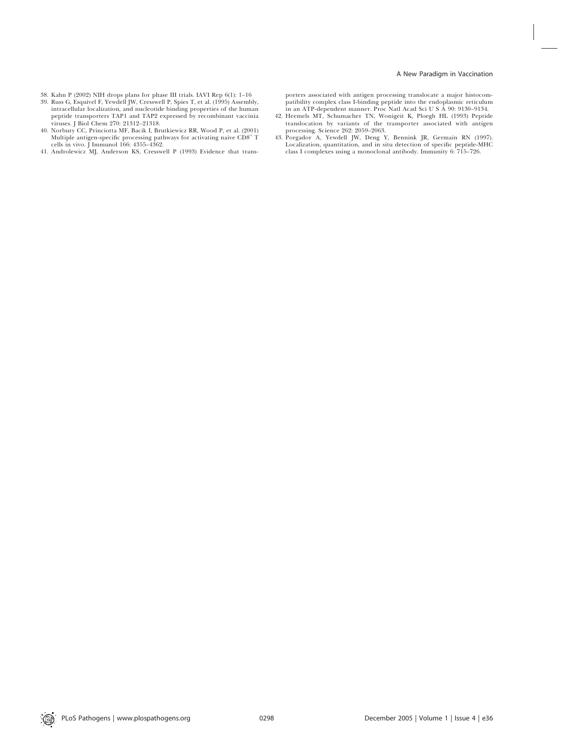38. Kahn P (2002) NIH drops plans for phase III trials. IAVI Rep 6(1): 1–16
39. Russ G, Esquivel F, Yewdell JW, Cresswell P, Spies T, et al. (1995) Assembly, intracellular localization, and nucleotide binding properties of the human peptide transporters TAP1 and TAP2 expressed by recombinant vaccinia viruses. J Biol Chem 270: 21312–21318.
40. Norbury CC, Princiotta MF, Bacik I, Brutkiewicz RR, Wood P, et al. (2001) Multiple antigen-specific processing pathways for activating naive $CD8^{+}$ T cells in vivo. J Immunol 166: 4355–4362.
41. Androlewicz MJ, Anderson KS, Cresswell P (1993) Evidence that transporters associated with antigen processing translocate a major histocompatibility complex class I-binding peptide into the endoplasmic reticulum in an ATP-dependent manner. Proc Natl Acad Sci U S A 90: 9130–9134.
42. Heemels MT, Schumacher TN, Wonigeit K, Ploegh HL (1993) Peptide translocation by variants of the transporter associated with antigen processing. Science 262: 2059–2063.
43. Porgador A, Yewdell JW, Deng Y, Bennink JR, Germain RN (1997). Localization, quantitation, and in situ detection of specific peptide-MHC class I complexes using a monoclonal antibody. Immunity 6: 715–726.